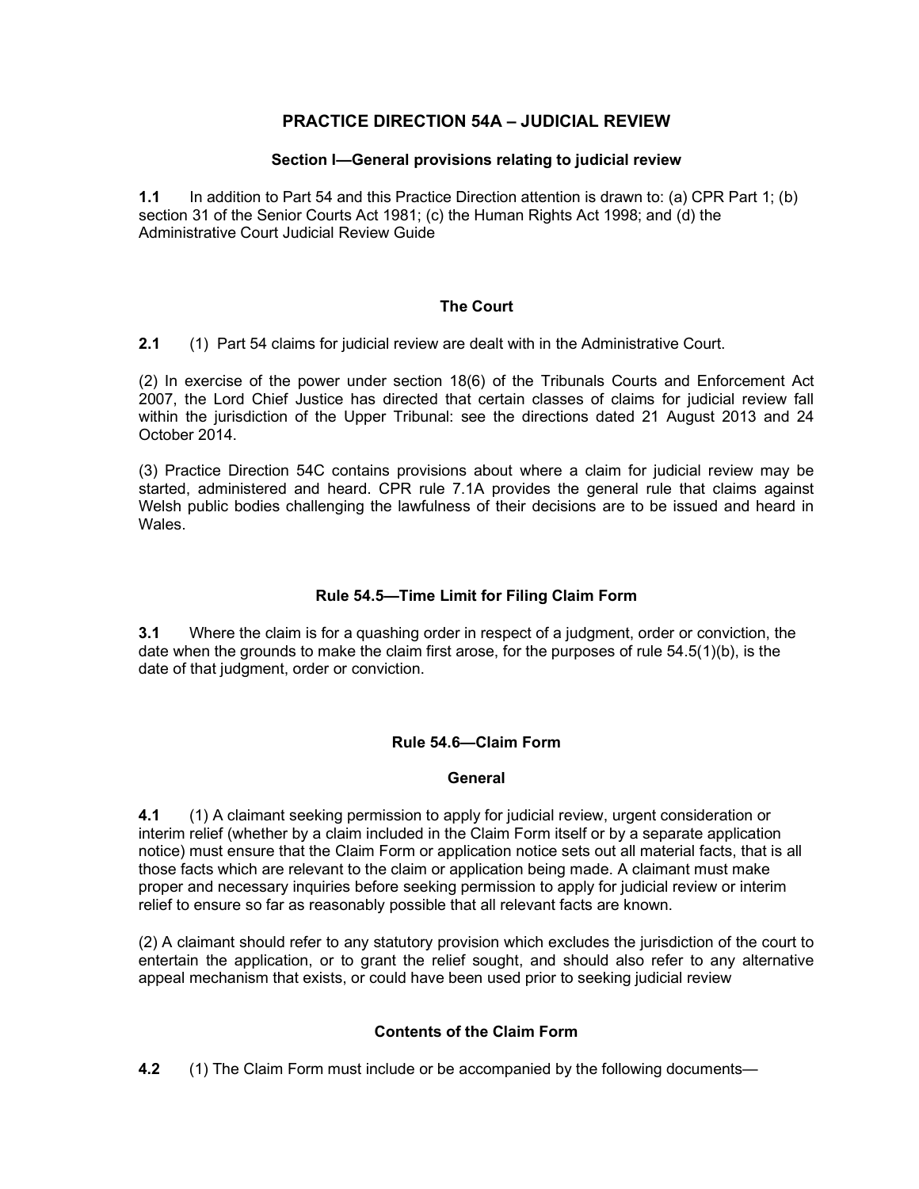# PRACTICE DIRECTION 54A – JUDICIAL REVIEW

## Section I—General provisions relating to judicial review

**1.1** In addition to Part 54 and this Practice Direction attention is drawn to: (a) CPR Part 1; (b) section 31 of the Senior Courts Act 1981; (c) the Human Rights Act 1998; and (d) the Administrative Court Judicial Review Guide

### The Court

**2.1** (1) Part 54 claims for judicial review are dealt with in the Administrative Court.

(2) In exercise of the power under section 18(6) of the Tribunals Courts and Enforcement Act 2007, the Lord Chief Justice has directed that certain classes of claims for judicial review fall within the jurisdiction of the Upper Tribunal: see the directions dated 21 August 2013 and 24 October 2014.

(3) Practice Direction 54C contains provisions about where a claim for judicial review may be started, administered and heard. CPR rule 7.1A provides the general rule that claims against Welsh public bodies challenging the lawfulness of their decisions are to be issued and heard in Wales.

### Rule 54.5—Time Limit for Filing Claim Form

**3.1** Where the claim is for a quashing order in respect of a judgment, order or conviction, the date when the grounds to make the claim first arose, for the purposes of rule 54.5(1)(b), is the date of that judgment, order or conviction.

### Rule 54.6—Claim Form

#### General

**4.1** (1) A claimant seeking permission to apply for judicial review, urgent consideration or interim relief (whether by a claim included in the Claim Form itself or by a separate application notice) must ensure that the Claim Form or application notice sets out all material facts, that is all those facts which are relevant to the claim or application being made. A claimant must make proper and necessary inquiries before seeking permission to apply for judicial review or interim relief to ensure so far as reasonably possible that all relevant facts are known.

(2) A claimant should refer to any statutory provision which excludes the jurisdiction of the court to entertain the application, or to grant the relief sought, and should also refer to any alternative appeal mechanism that exists, or could have been used prior to seeking judicial review

#### Contents of the Claim Form

**4.2** (1) The Claim Form must include or be accompanied by the following documents—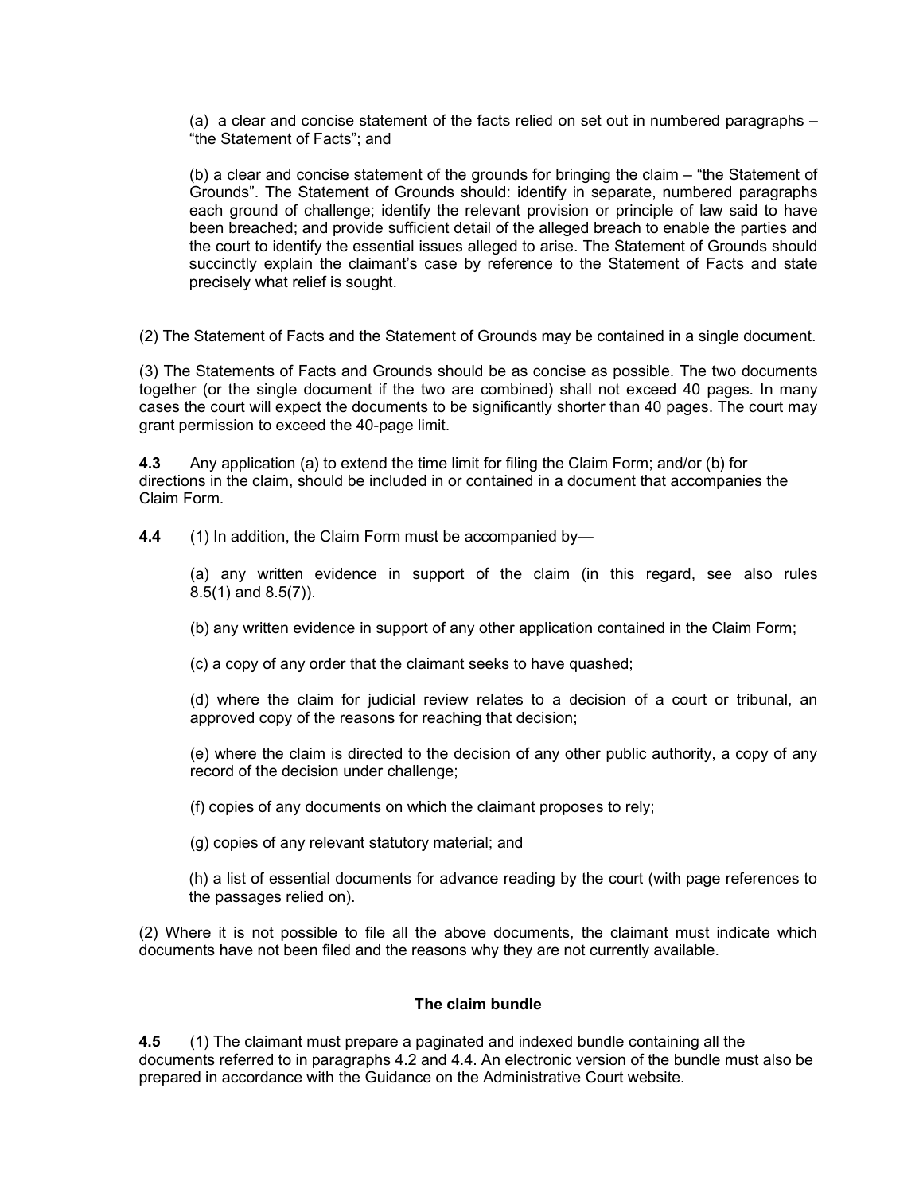(a) a clear and concise statement of the facts relied on set out in numbered paragraphs – "the Statement of Facts"; and

(b) a clear and concise statement of the grounds for bringing the claim – "the Statement of Grounds". The Statement of Grounds should: identify in separate, numbered paragraphs each ground of challenge; identify the relevant provision or principle of law said to have been breached; and provide sufficient detail of the alleged breach to enable the parties and the court to identify the essential issues alleged to arise. The Statement of Grounds should succinctly explain the claimant's case by reference to the Statement of Facts and state precisely what relief is sought.

(2) The Statement of Facts and the Statement of Grounds may be contained in a single document.

(3) The Statements of Facts and Grounds should be as concise as possible. The two documents together (or the single document if the two are combined) shall not exceed 40 pages. In many cases the court will expect the documents to be significantly shorter than 40 pages. The court may grant permission to exceed the 40-page limit.

**4.3** Any application (a) to extend the time limit for filing the Claim Form; and/or (b) for directions in the claim, should be included in or contained in a document that accompanies the Claim Form.

**4.4** (1) In addition, the Claim Form must be accompanied by—

(a) any written evidence in support of the claim (in this regard, see also rules 8.5(1) and 8.5(7)).

(b) any written evidence in support of any other application contained in the Claim Form;

(c) a copy of any order that the claimant seeks to have quashed;

(d) where the claim for judicial review relates to a decision of a court or tribunal, an approved copy of the reasons for reaching that decision;

(e) where the claim is directed to the decision of any other public authority, a copy of any record of the decision under challenge;

(f) copies of any documents on which the claimant proposes to rely;

(g) copies of any relevant statutory material; and

(h) a list of essential documents for advance reading by the court (with page references to the passages relied on).

(2) Where it is not possible to file all the above documents, the claimant must indicate which documents have not been filed and the reasons why they are not currently available.

**The claim bundle**

**4.5** (1) The claimant must prepare a paginated and indexed bundle containing all the documents referred to in paragraphs 4.2 and 4.4. An electronic version of the bundle must also be prepared in accordance with the Guidance on the Administrative Court website.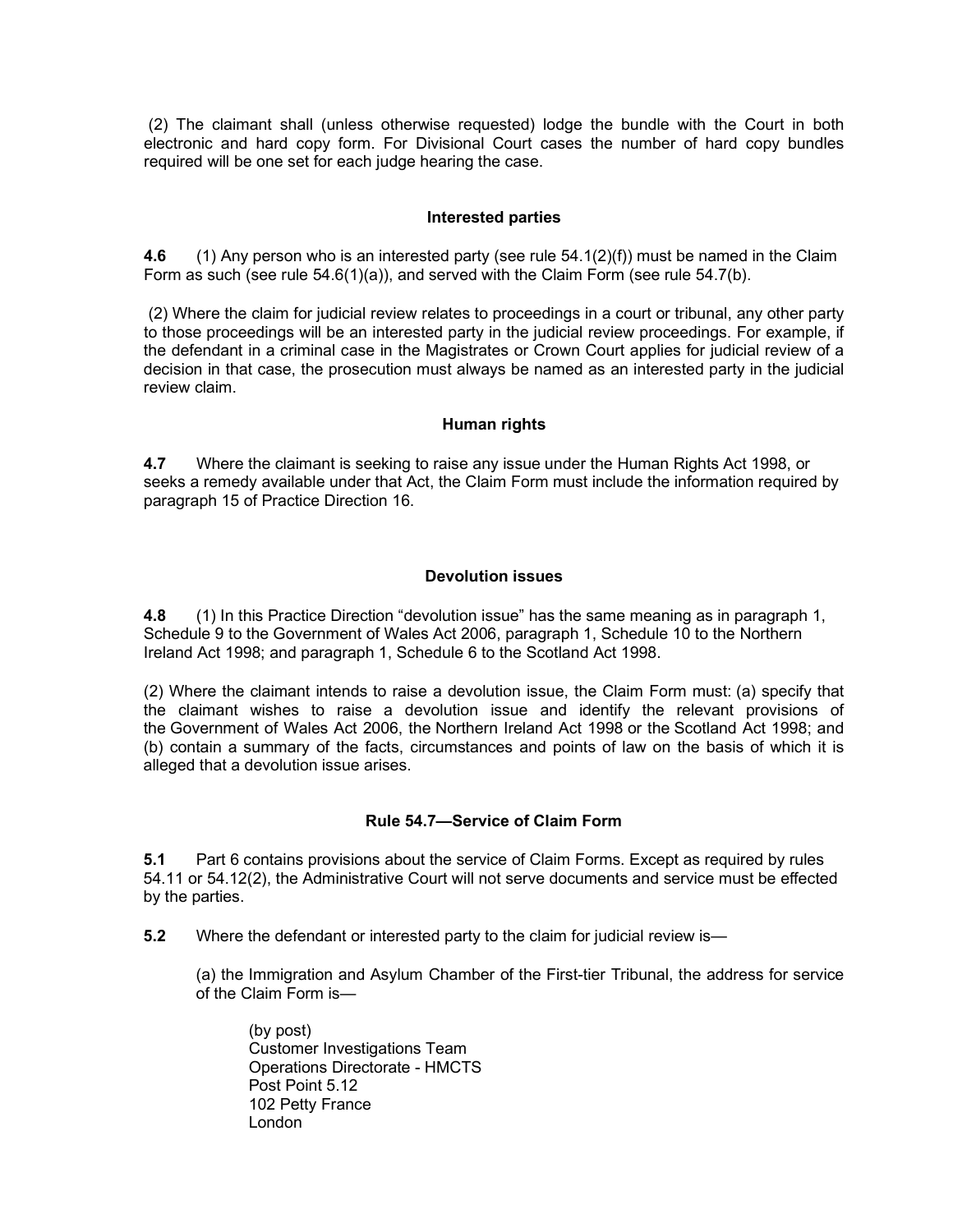(2) The claimant shall (unless otherwise requested) lodge the bundle with the Court in both electronic and hard copy form. For Divisional Court cases the number of hard copy bundles required will be one set for each judge hearing the case.

### Interested parties

**4.6** (1) Any person who is an interested party (see rule 54.1(2)(f)) must be named in the Claim Form as such (see rule 54.6(1)(a)), and served with the Claim Form (see rule 54.7(b).

(2) Where the claim for judicial review relates to proceedings in a court or tribunal, any other party to those proceedings will be an interested party in the judicial review proceedings. For example, if the defendant in a criminal case in the Magistrates or Crown Court applies for judicial review of a decision in that case, the prosecution must always be named as an interested party in the judicial review claim.

### Human rights

**4.7** Where the claimant is seeking to raise any issue under the Human Rights Act 1998, or seeks a remedy available under that Act, the Claim Form must include the information required by paragraph 15 of Practice Direction 16.

### Devolution issues

**4.8** (1) In this Practice Direction "devolution issue" has the same meaning as in paragraph 1, Schedule 9 to the Government of Wales Act 2006, paragraph 1, Schedule 10 to the Northern Ireland Act 1998; and paragraph 1, Schedule 6 to the Scotland Act 1998.

(2) Where the claimant intends to raise a devolution issue, the Claim Form must: (a) specify that the claimant wishes to raise a devolution issue and identify the relevant provisions of the Government of Wales Act 2006, the Northern Ireland Act 1998 or the Scotland Act 1998; and (b) contain a summary of the facts, circumstances and points of law on the basis of which it is alleged that a devolution issue arises.

### Rule 54.7—Service of Claim Form

**5.1** Part 6 contains provisions about the service of Claim Forms. Except as required by rules 54.11 or 54.12(2), the Administrative Court will not serve documents and service must be effected by the parties.

**5.2** Where the defendant or interested party to the claim for judicial review is—

(a) the Immigration and Asylum Chamber of the First-tier Tribunal, the address for service of the Claim Form is—

(by post)
Customer Investigations Team
Operations Directorate - HMCTS
Post Point 5.12
102 Petty France
London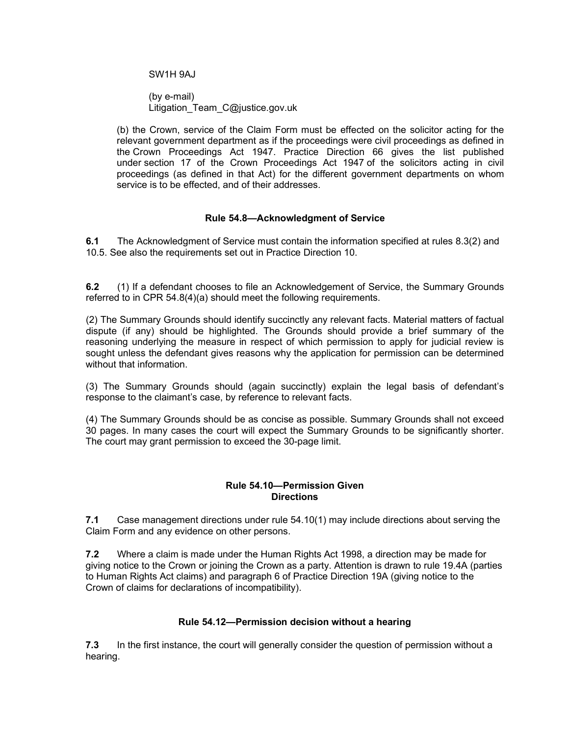SW1H 9AJ

(by e-mail)
Litigation_Team_C@justice.gov.uk

(b) the Crown, service of the Claim Form must be effected on the solicitor acting for the relevant government department as if the proceedings were civil proceedings as defined in the Crown Proceedings Act 1947. Practice Direction 66 gives the list published under section 17 of the Crown Proceedings Act 1947 of the solicitors acting in civil proceedings (as defined in that Act) for the different government departments on whom service is to be effected, and of their addresses.

### Rule 54.8—Acknowledgment of Service

**6.1** The Acknowledgment of Service must contain the information specified at rules 8.3(2) and 10.5. See also the requirements set out in Practice Direction 10.

**6.2** (1) If a defendant chooses to file an Acknowledgement of Service, the Summary Grounds referred to in CPR 54.8(4)(a) should meet the following requirements.

(2) The Summary Grounds should identify succinctly any relevant facts. Material matters of factual dispute (if any) should be highlighted. The Grounds should provide a brief summary of the reasoning underlying the measure in respect of which permission to apply for judicial review is sought unless the defendant gives reasons why the application for permission can be determined without that information.

(3) The Summary Grounds should (again succinctly) explain the legal basis of defendant's response to the claimant's case, by reference to relevant facts.

(4) The Summary Grounds should be as concise as possible. Summary Grounds shall not exceed 30 pages. In many cases the court will expect the Summary Grounds to be significantly shorter. The court may grant permission to exceed the 30-page limit.

### Rule 54.10—Permission Given
### Directions

**7.1** Case management directions under rule 54.10(1) may include directions about serving the Claim Form and any evidence on other persons.

**7.2** Where a claim is made under the Human Rights Act 1998, a direction may be made for giving notice to the Crown or joining the Crown as a party. Attention is drawn to rule 19.4A (parties to Human Rights Act claims) and paragraph 6 of Practice Direction 19A (giving notice to the Crown of claims for declarations of incompatibility).

### Rule 54.12—Permission decision without a hearing

**7.3** In the first instance, the court will generally consider the question of permission without a hearing.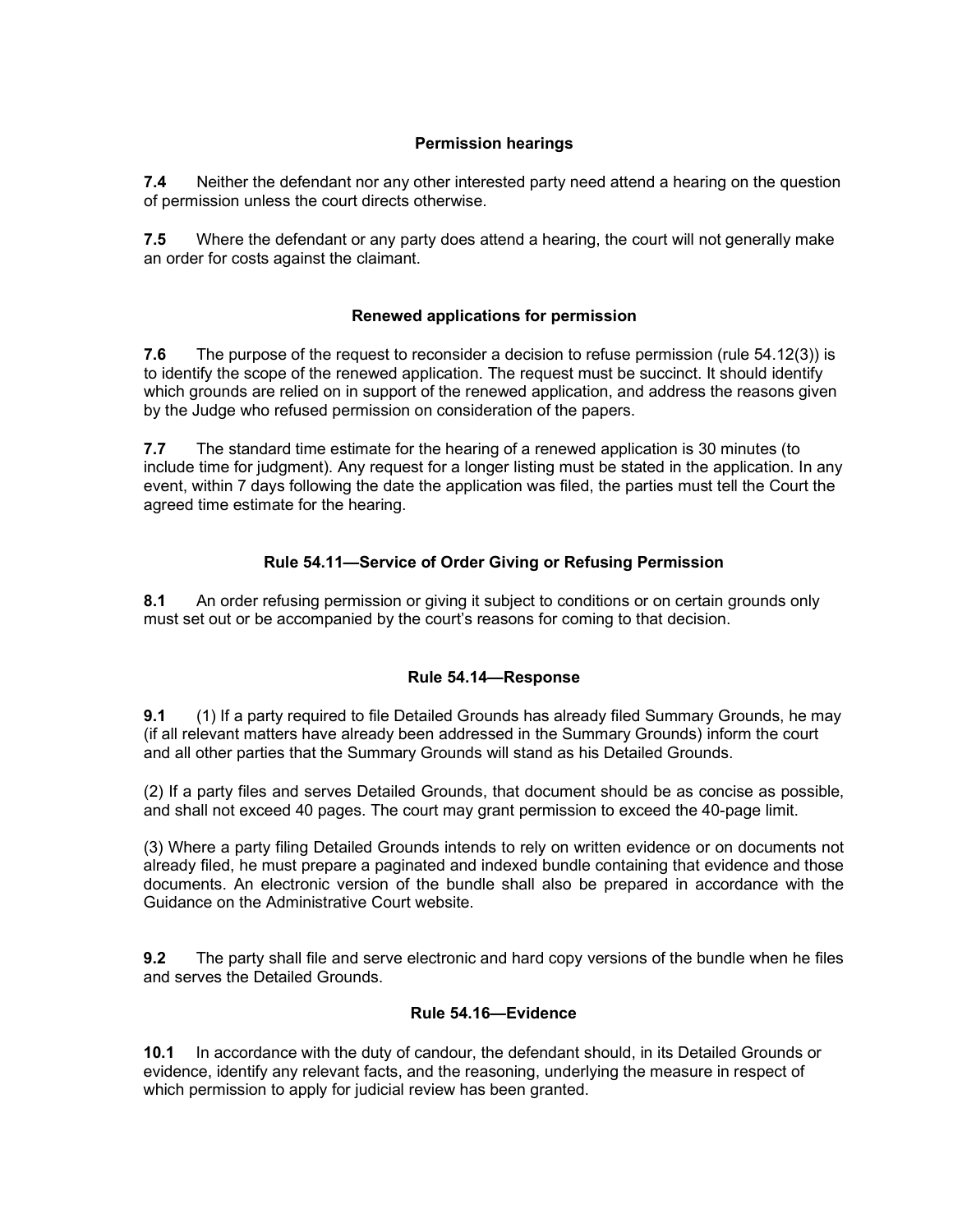### Permission hearings

**7.4** Neither the defendant nor any other interested party need attend a hearing on the question of permission unless the court directs otherwise.

**7.5** Where the defendant or any party does attend a hearing, the court will not generally make an order for costs against the claimant.

### Renewed applications for permission

**7.6** The purpose of the request to reconsider a decision to refuse permission (rule 54.12(3)) is to identify the scope of the renewed application. The request must be succinct. It should identify which grounds are relied on in support of the renewed application, and address the reasons given by the Judge who refused permission on consideration of the papers.

**7.7** The standard time estimate for the hearing of a renewed application is 30 minutes (to include time for judgment). Any request for a longer listing must be stated in the application. In any event, within 7 days following the date the application was filed, the parties must tell the Court the agreed time estimate for the hearing.

### Rule 54.11—Service of Order Giving or Refusing Permission

**8.1** An order refusing permission or giving it subject to conditions or on certain grounds only must set out or be accompanied by the court's reasons for coming to that decision.

### Rule 54.14—Response

**9.1** (1) If a party required to file Detailed Grounds has already filed Summary Grounds, he may (if all relevant matters have already been addressed in the Summary Grounds) inform the court and all other parties that the Summary Grounds will stand as his Detailed Grounds.

(2) If a party files and serves Detailed Grounds, that document should be as concise as possible, and shall not exceed 40 pages. The court may grant permission to exceed the 40-page limit.

(3) Where a party filing Detailed Grounds intends to rely on written evidence or on documents not already filed, he must prepare a paginated and indexed bundle containing that evidence and those documents. An electronic version of the bundle shall also be prepared in accordance with the Guidance on the Administrative Court website.

**9.2** The party shall file and serve electronic and hard copy versions of the bundle when he files and serves the Detailed Grounds.

### Rule 54.16—Evidence

**10.1** In accordance with the duty of candour, the defendant should, in its Detailed Grounds or evidence, identify any relevant facts, and the reasoning, underlying the measure in respect of which permission to apply for judicial review has been granted.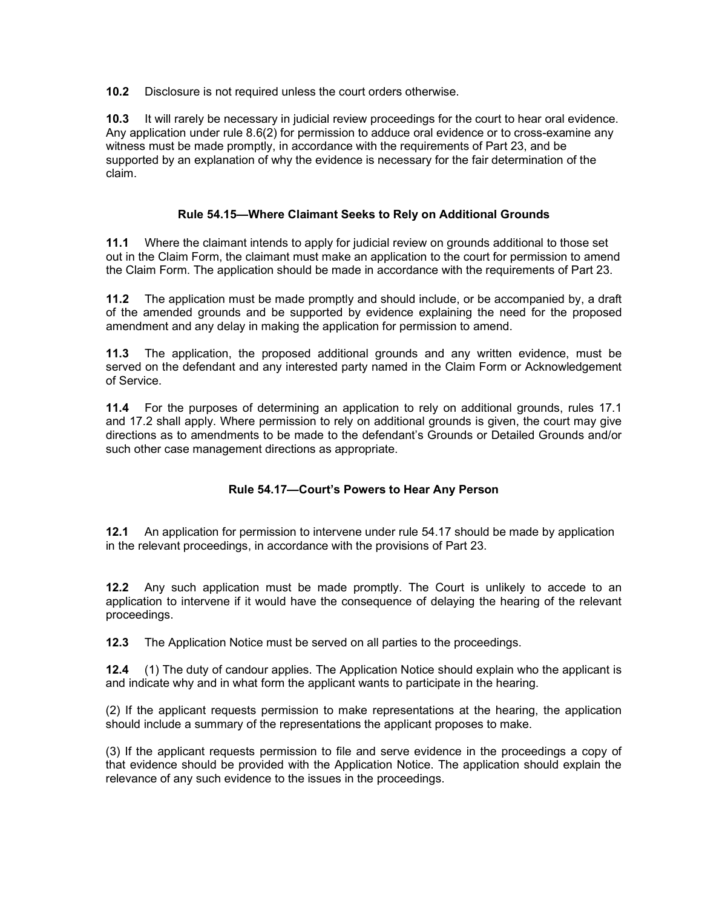**10.2** Disclosure is not required unless the court orders otherwise.

**10.3** It will rarely be necessary in judicial review proceedings for the court to hear oral evidence. Any application under rule 8.6(2) for permission to adduce oral evidence or to cross-examine any witness must be made promptly, in accordance with the requirements of Part 23, and be supported by an explanation of why the evidence is necessary for the fair determination of the claim.

### Rule 54.15—Where Claimant Seeks to Rely on Additional Grounds

**11.1** Where the claimant intends to apply for judicial review on grounds additional to those set out in the Claim Form, the claimant must make an application to the court for permission to amend the Claim Form. The application should be made in accordance with the requirements of Part 23.

**11.2** The application must be made promptly and should include, or be accompanied by, a draft of the amended grounds and be supported by evidence explaining the need for the proposed amendment and any delay in making the application for permission to amend.

**11.3** The application, the proposed additional grounds and any written evidence, must be served on the defendant and any interested party named in the Claim Form or Acknowledgement of Service.

**11.4** For the purposes of determining an application to rely on additional grounds, rules 17.1 and 17.2 shall apply. Where permission to rely on additional grounds is given, the court may give directions as to amendments to be made to the defendant's Grounds or Detailed Grounds and/or such other case management directions as appropriate.

### Rule 54.17—Court's Powers to Hear Any Person

**12.1** An application for permission to intervene under rule 54.17 should be made by application in the relevant proceedings, in accordance with the provisions of Part 23.

**12.2** Any such application must be made promptly. The Court is unlikely to accede to an application to intervene if it would have the consequence of delaying the hearing of the relevant proceedings.

**12.3** The Application Notice must be served on all parties to the proceedings.

**12.4** (1) The duty of candour applies. The Application Notice should explain who the applicant is and indicate why and in what form the applicant wants to participate in the hearing.

(2) If the applicant requests permission to make representations at the hearing, the application should include a summary of the representations the applicant proposes to make.

(3) If the applicant requests permission to file and serve evidence in the proceedings a copy of that evidence should be provided with the Application Notice. The application should explain the relevance of any such evidence to the issues in the proceedings.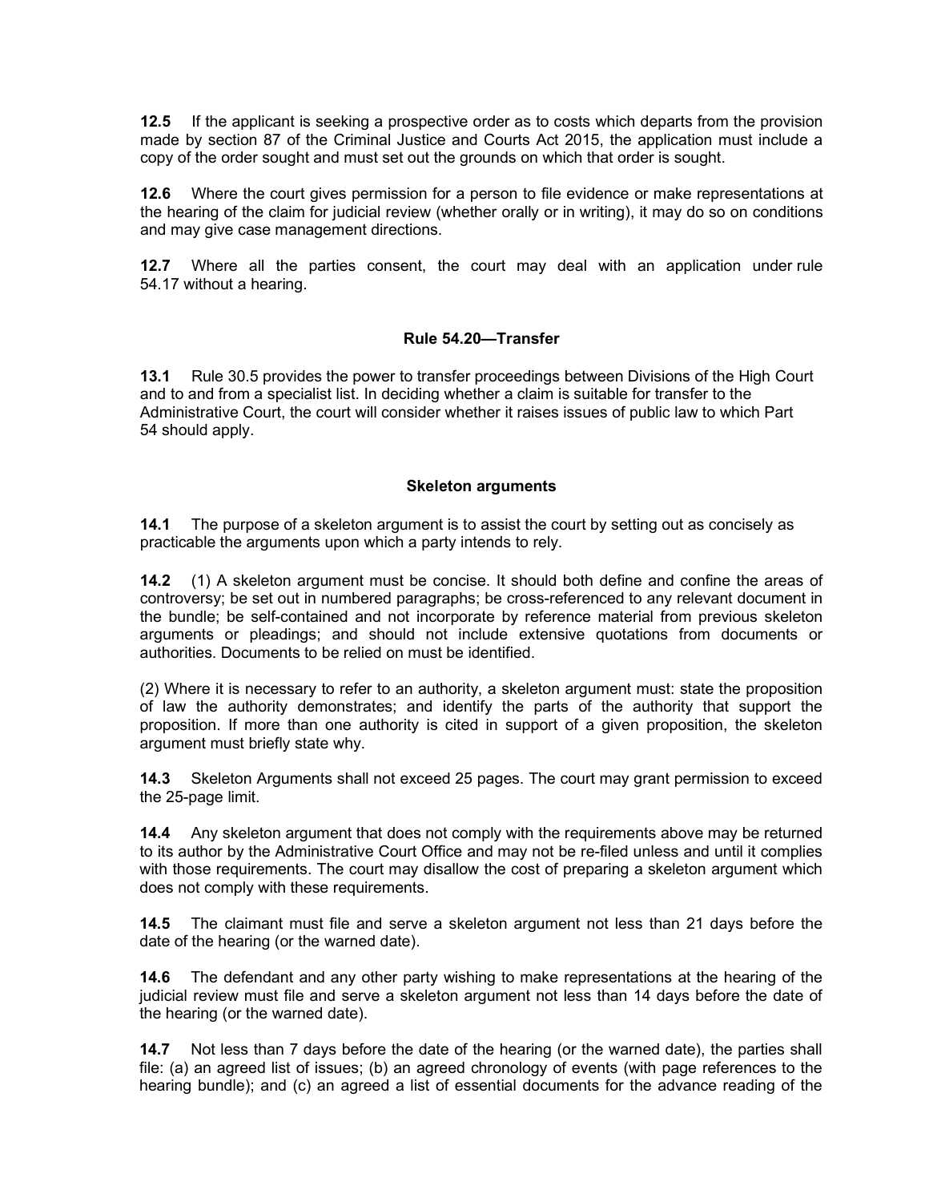**12.5** If the applicant is seeking a prospective order as to costs which departs from the provision made by section 87 of the Criminal Justice and Courts Act 2015, the application must include a copy of the order sought and must set out the grounds on which that order is sought.

**12.6** Where the court gives permission for a person to file evidence or make representations at the hearing of the claim for judicial review (whether orally or in writing), it may do so on conditions and may give case management directions.

**12.7** Where all the parties consent, the court may deal with an application under rule 54.17 without a hearing.

### Rule 54.20—Transfer

**13.1** Rule 30.5 provides the power to transfer proceedings between Divisions of the High Court and to and from a specialist list. In deciding whether a claim is suitable for transfer to the Administrative Court, the court will consider whether it raises issues of public law to which Part 54 should apply.

### Skeleton arguments

**14.1** The purpose of a skeleton argument is to assist the court by setting out as concisely as practicable the arguments upon which a party intends to rely.

**14.2** (1) A skeleton argument must be concise. It should both define and confine the areas of controversy; be set out in numbered paragraphs; be cross-referenced to any relevant document in the bundle; be self-contained and not incorporate by reference material from previous skeleton arguments or pleadings; and should not include extensive quotations from documents or authorities. Documents to be relied on must be identified.

(2) Where it is necessary to refer to an authority, a skeleton argument must: state the proposition of law the authority demonstrates; and identify the parts of the authority that support the proposition. If more than one authority is cited in support of a given proposition, the skeleton argument must briefly state why.

**14.3** Skeleton Arguments shall not exceed 25 pages. The court may grant permission to exceed the 25-page limit.

**14.4** Any skeleton argument that does not comply with the requirements above may be returned to its author by the Administrative Court Office and may not be re-filed unless and until it complies with those requirements. The court may disallow the cost of preparing a skeleton argument which does not comply with these requirements.

**14.5** The claimant must file and serve a skeleton argument not less than 21 days before the date of the hearing (or the warned date).

**14.6** The defendant and any other party wishing to make representations at the hearing of the judicial review must file and serve a skeleton argument not less than 14 days before the date of the hearing (or the warned date).

**14.7** Not less than 7 days before the date of the hearing (or the warned date), the parties shall file: (a) an agreed list of issues; (b) an agreed chronology of events (with page references to the hearing bundle); and (c) an agreed a list of essential documents for the advance reading of the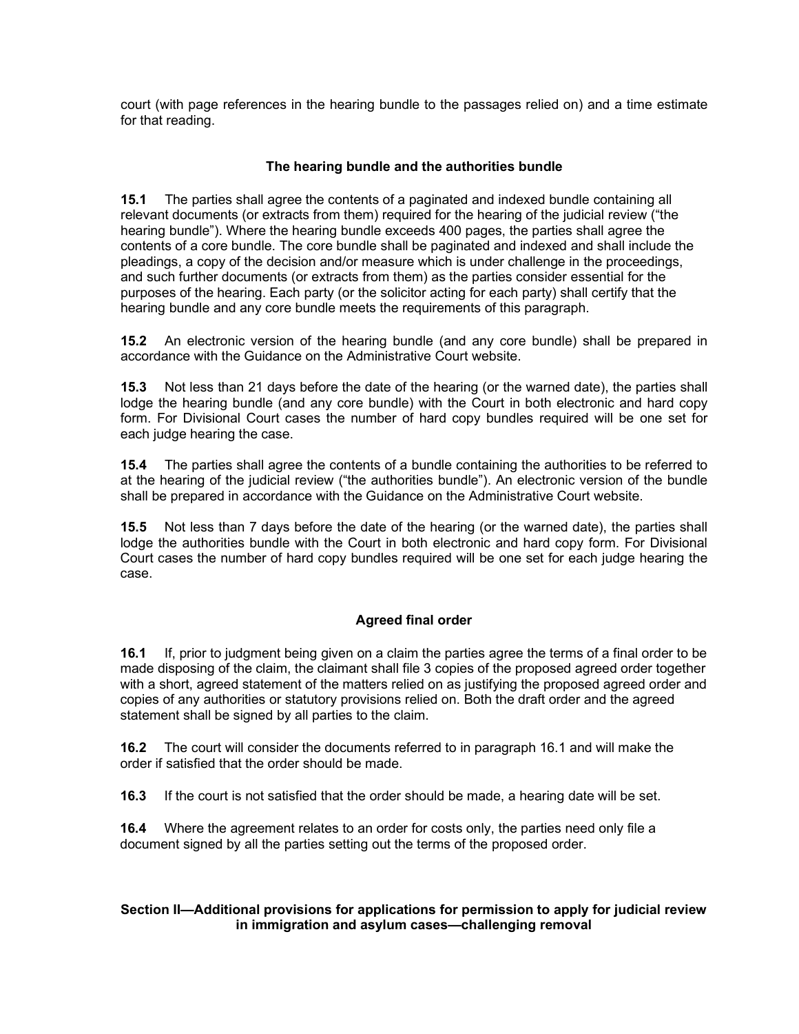court (with page references in the hearing bundle to the passages relied on) and a time estimate for that reading.

### The hearing bundle and the authorities bundle

**15.1** The parties shall agree the contents of a paginated and indexed bundle containing all relevant documents (or extracts from them) required for the hearing of the judicial review ("the hearing bundle"). Where the hearing bundle exceeds 400 pages, the parties shall agree the contents of a core bundle. The core bundle shall be paginated and indexed and shall include the pleadings, a copy of the decision and/or measure which is under challenge in the proceedings, and such further documents (or extracts from them) as the parties consider essential for the purposes of the hearing. Each party (or the solicitor acting for each party) shall certify that the hearing bundle and any core bundle meets the requirements of this paragraph.

**15.2** An electronic version of the hearing bundle (and any core bundle) shall be prepared in accordance with the Guidance on the Administrative Court website.

**15.3** Not less than 21 days before the date of the hearing (or the warned date), the parties shall lodge the hearing bundle (and any core bundle) with the Court in both electronic and hard copy form. For Divisional Court cases the number of hard copy bundles required will be one set for each judge hearing the case.

**15.4** The parties shall agree the contents of a bundle containing the authorities to be referred to at the hearing of the judicial review ("the authorities bundle"). An electronic version of the bundle shall be prepared in accordance with the Guidance on the Administrative Court website.

**15.5** Not less than 7 days before the date of the hearing (or the warned date), the parties shall lodge the authorities bundle with the Court in both electronic and hard copy form. For Divisional Court cases the number of hard copy bundles required will be one set for each judge hearing the case.

### Agreed final order

**16.1** If, prior to judgment being given on a claim the parties agree the terms of a final order to be made disposing of the claim, the claimant shall file 3 copies of the proposed agreed order together with a short, agreed statement of the matters relied on as justifying the proposed agreed order and copies of any authorities or statutory provisions relied on. Both the draft order and the agreed statement shall be signed by all parties to the claim.

**16.2** The court will consider the documents referred to in paragraph 16.1 and will make the order if satisfied that the order should be made.

**16.3** If the court is not satisfied that the order should be made, a hearing date will be set.

**16.4** Where the agreement relates to an order for costs only, the parties need only file a document signed by all the parties setting out the terms of the proposed order.

## Section II—Additional provisions for applications for permission to apply for judicial review in immigration and asylum cases—challenging removal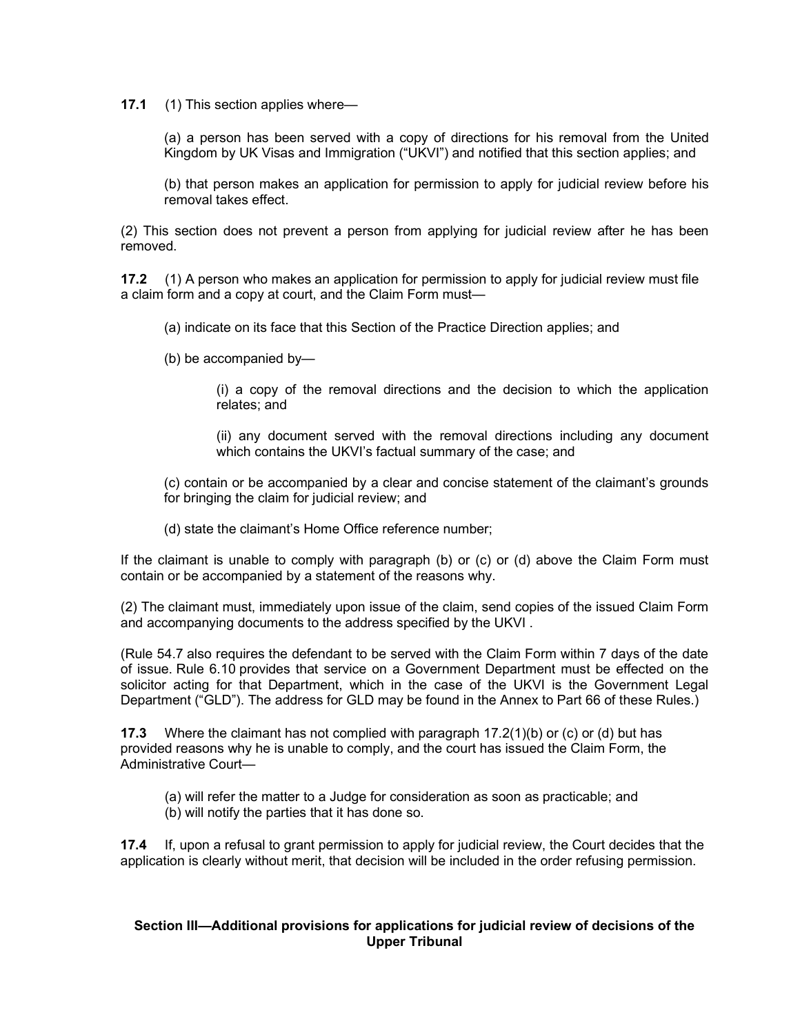**17.1** (1) This section applies where—

(a) a person has been served with a copy of directions for his removal from the United Kingdom by UK Visas and Immigration ("UKVI") and notified that this section applies; and

(b) that person makes an application for permission to apply for judicial review before his removal takes effect.

(2) This section does not prevent a person from applying for judicial review after he has been removed.

**17.2** (1) A person who makes an application for permission to apply for judicial review must file a claim form and a copy at court, and the Claim Form must—

(a) indicate on its face that this Section of the Practice Direction applies; and

(b) be accompanied by—

(i) a copy of the removal directions and the decision to which the application relates; and

(ii) any document served with the removal directions including any document which contains the UKVI's factual summary of the case; and

(c) contain or be accompanied by a clear and concise statement of the claimant's grounds for bringing the claim for judicial review; and

(d) state the claimant's Home Office reference number;

If the claimant is unable to comply with paragraph (b) or (c) or (d) above the Claim Form must contain or be accompanied by a statement of the reasons why.

(2) The claimant must, immediately upon issue of the claim, send copies of the issued Claim Form and accompanying documents to the address specified by the UKVI .

(Rule 54.7 also requires the defendant to be served with the Claim Form within 7 days of the date of issue. Rule 6.10 provides that service on a Government Department must be effected on the solicitor acting for that Department, which in the case of the UKVI is the Government Legal Department ("GLD"). The address for GLD may be found in the Annex to Part 66 of these Rules.)

**17.3** Where the claimant has not complied with paragraph 17.2(1)(b) or (c) or (d) but has provided reasons why he is unable to comply, and the court has issued the Claim Form, the Administrative Court—

(a) will refer the matter to a Judge for consideration as soon as practicable; and
(b) will notify the parties that it has done so.

**17.4** If, upon a refusal to grant permission to apply for judicial review, the Court decides that the application is clearly without merit, that decision will be included in the order refusing permission.

## Section III—Additional provisions for applications for judicial review of decisions of the Upper Tribunal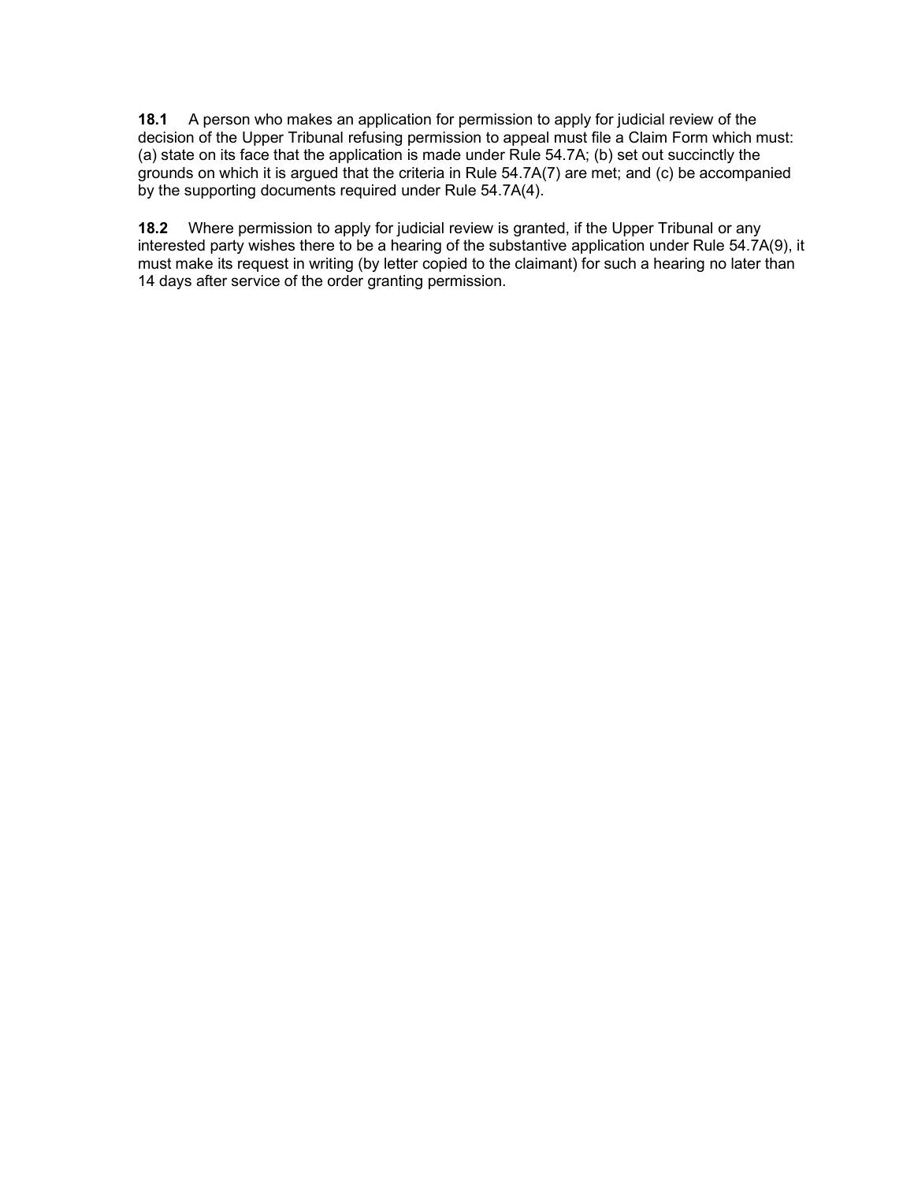**18.1** A person who makes an application for permission to apply for judicial review of the decision of the Upper Tribunal refusing permission to appeal must file a Claim Form which must: (a) state on its face that the application is made under Rule 54.7A; (b) set out succinctly the grounds on which it is argued that the criteria in Rule 54.7A(7) are met; and (c) be accompanied by the supporting documents required under Rule 54.7A(4).

**18.2** Where permission to apply for judicial review is granted, if the Upper Tribunal or any interested party wishes there to be a hearing of the substantive application under Rule 54.7A(9), it must make its request in writing (by letter copied to the claimant) for such a hearing no later than 14 days after service of the order granting permission.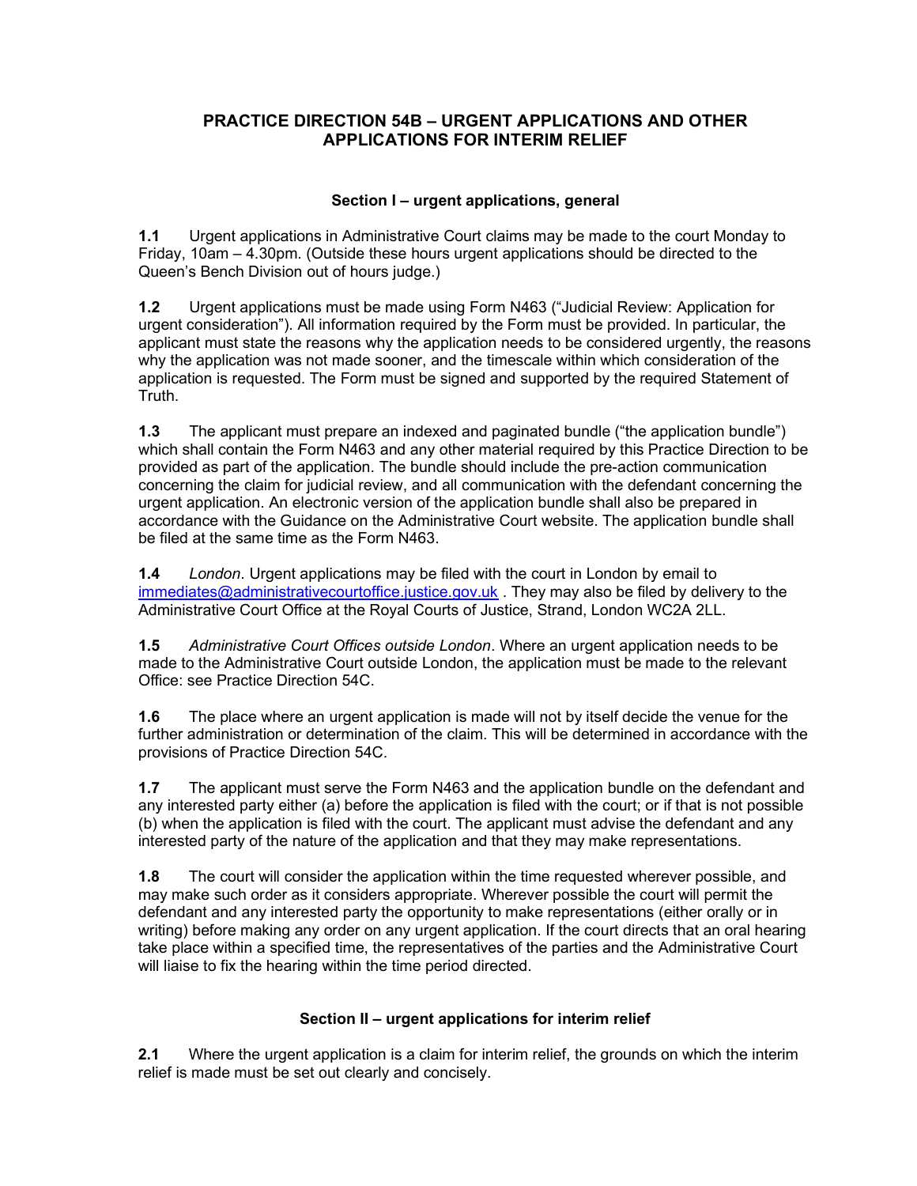## PRACTICE DIRECTION 54B – URGENT APPLICATIONS AND OTHER APPLICATIONS FOR INTERIM RELIEF

### Section I – urgent applications, general

**1.1** Urgent applications in Administrative Court claims may be made to the court Monday to Friday, 10am – 4.30pm. (Outside these hours urgent applications should be directed to the Queen's Bench Division out of hours judge.)

**1.2** Urgent applications must be made using Form N463 ("Judicial Review: Application for urgent consideration"). All information required by the Form must be provided. In particular, the applicant must state the reasons why the application needs to be considered urgently, the reasons why the application was not made sooner, and the timescale within which consideration of the application is requested. The Form must be signed and supported by the required Statement of Truth.

**1.3** The applicant must prepare an indexed and paginated bundle ("the application bundle") which shall contain the Form N463 and any other material required by this Practice Direction to be provided as part of the application. The bundle should include the pre-action communication concerning the claim for judicial review, and all communication with the defendant concerning the urgent application. An electronic version of the application bundle shall also be prepared in accordance with the Guidance on the Administrative Court website. The application bundle shall be filed at the same time as the Form N463.

**1.4** *London*. Urgent applications may be filed with the court in London by email to immediates@administrativecourtoffice.justice.gov.uk . They may also be filed by delivery to the Administrative Court Office at the Royal Courts of Justice, Strand, London WC2A 2LL.

**1.5** *Administrative Court Offices outside London*. Where an urgent application needs to be made to the Administrative Court outside London, the application must be made to the relevant Office: see Practice Direction 54C.

**1.6** The place where an urgent application is made will not by itself decide the venue for the further administration or determination of the claim. This will be determined in accordance with the provisions of Practice Direction 54C.

**1.7** The applicant must serve the Form N463 and the application bundle on the defendant and any interested party either (a) before the application is filed with the court; or if that is not possible (b) when the application is filed with the court. The applicant must advise the defendant and any interested party of the nature of the application and that they may make representations.

**1.8** The court will consider the application within the time requested wherever possible, and may make such order as it considers appropriate. Wherever possible the court will permit the defendant and any interested party the opportunity to make representations (either orally or in writing) before making any order on any urgent application. If the court directs that an oral hearing take place within a specified time, the representatives of the parties and the Administrative Court will liaise to fix the hearing within the time period directed.

### Section II – urgent applications for interim relief

**2.1** Where the urgent application is a claim for interim relief, the grounds on which the interim relief is made must be set out clearly and concisely.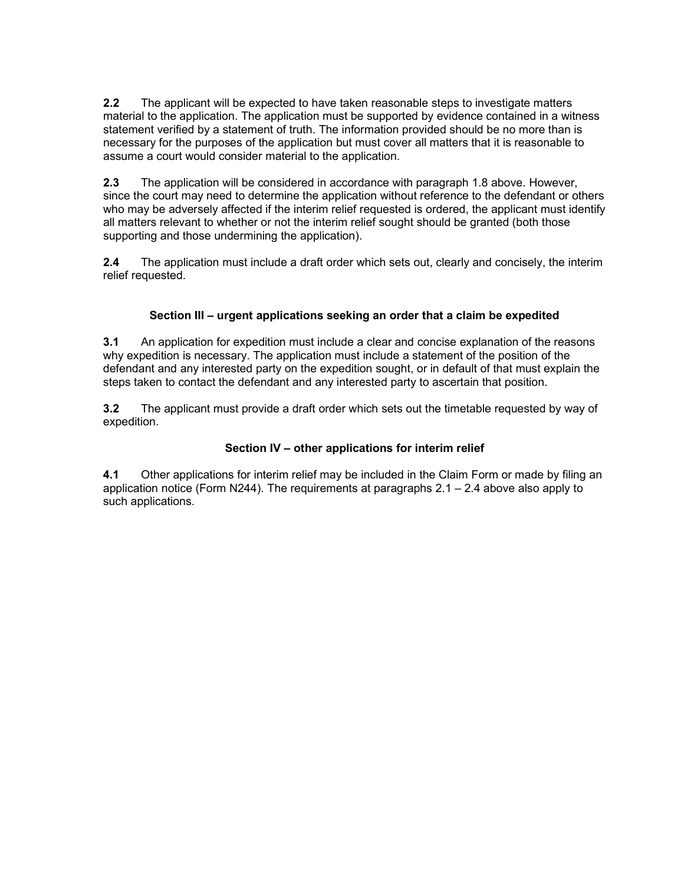**2.2** The applicant will be expected to have taken reasonable steps to investigate matters material to the application. The application must be supported by evidence contained in a witness statement verified by a statement of truth. The information provided should be no more than is necessary for the purposes of the application but must cover all matters that it is reasonable to assume a court would consider material to the application.

**2.3** The application will be considered in accordance with paragraph 1.8 above. However, since the court may need to determine the application without reference to the defendant or others who may be adversely affected if the interim relief requested is ordered, the applicant must identify all matters relevant to whether or not the interim relief sought should be granted (both those supporting and those undermining the application).

**2.4** The application must include a draft order which sets out, clearly and concisely, the interim relief requested.

### Section III – urgent applications seeking an order that a claim be expedited

**3.1** An application for expedition must include a clear and concise explanation of the reasons why expedition is necessary. The application must include a statement of the position of the defendant and any interested party on the expedition sought, or in default of that must explain the steps taken to contact the defendant and any interested party to ascertain that position.

**3.2** The applicant must provide a draft order which sets out the timetable requested by way of expedition.

### Section IV – other applications for interim relief

**4.1** Other applications for interim relief may be included in the Claim Form or made by filing an application notice (Form N244). The requirements at paragraphs 2.1 – 2.4 above also apply to such applications.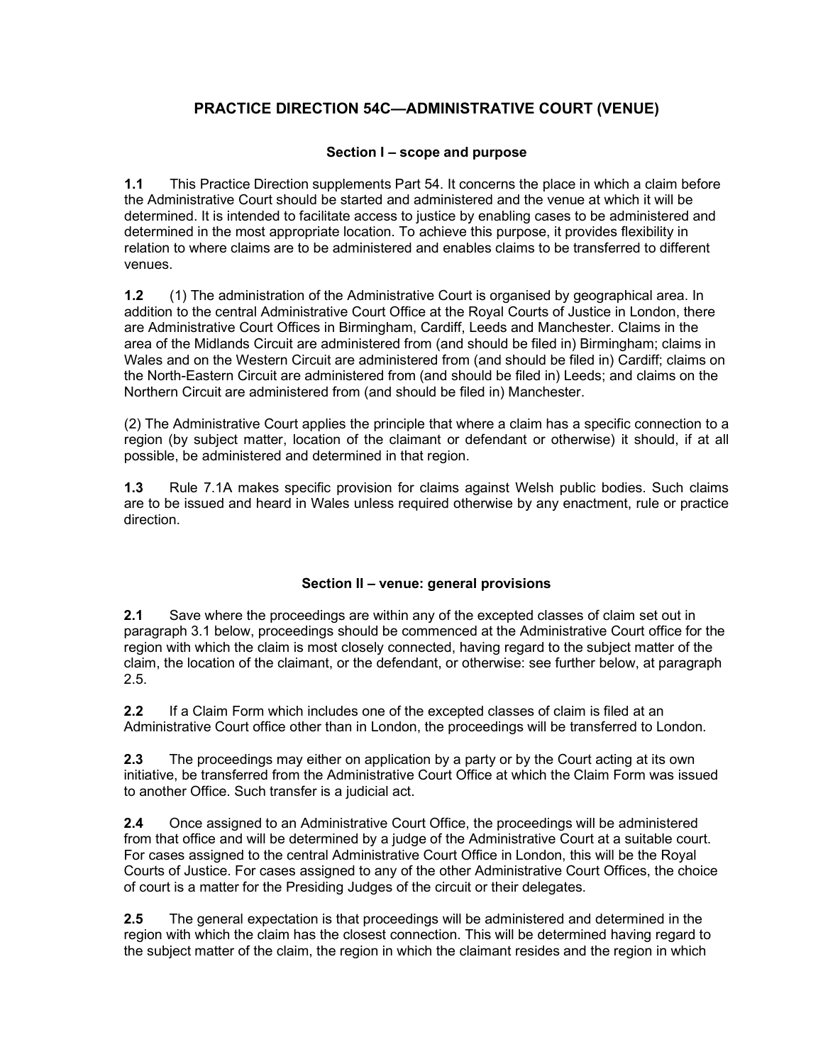# PRACTICE DIRECTION 54C—ADMINISTRATIVE COURT (VENUE)

### Section I – scope and purpose

**1.1** This Practice Direction supplements Part 54. It concerns the place in which a claim before the Administrative Court should be started and administered and the venue at which it will be determined. It is intended to facilitate access to justice by enabling cases to be administered and determined in the most appropriate location. To achieve this purpose, it provides flexibility in relation to where claims are to be administered and enables claims to be transferred to different venues.

**1.2** (1) The administration of the Administrative Court is organised by geographical area. In addition to the central Administrative Court Office at the Royal Courts of Justice in London, there are Administrative Court Offices in Birmingham, Cardiff, Leeds and Manchester. Claims in the area of the Midlands Circuit are administered from (and should be filed in) Birmingham; claims in Wales and on the Western Circuit are administered from (and should be filed in) Cardiff; claims on the North-Eastern Circuit are administered from (and should be filed in) Leeds; and claims on the Northern Circuit are administered from (and should be filed in) Manchester.

(2) The Administrative Court applies the principle that where a claim has a specific connection to a region (by subject matter, location of the claimant or defendant or otherwise) it should, if at all possible, be administered and determined in that region.

**1.3** Rule 7.1A makes specific provision for claims against Welsh public bodies. Such claims are to be issued and heard in Wales unless required otherwise by any enactment, rule or practice direction.

### Section II – venue: general provisions

**2.1** Save where the proceedings are within any of the excepted classes of claim set out in paragraph 3.1 below, proceedings should be commenced at the Administrative Court office for the region with which the claim is most closely connected, having regard to the subject matter of the claim, the location of the claimant, or the defendant, or otherwise: see further below, at paragraph 2.5.

**2.2** If a Claim Form which includes one of the excepted classes of claim is filed at an Administrative Court office other than in London, the proceedings will be transferred to London.

**2.3** The proceedings may either on application by a party or by the Court acting at its own initiative, be transferred from the Administrative Court Office at which the Claim Form was issued to another Office. Such transfer is a judicial act.

**2.4** Once assigned to an Administrative Court Office, the proceedings will be administered from that office and will be determined by a judge of the Administrative Court at a suitable court. For cases assigned to the central Administrative Court Office in London, this will be the Royal Courts of Justice. For cases assigned to any of the other Administrative Court Offices, the choice of court is a matter for the Presiding Judges of the circuit or their delegates.

**2.5** The general expectation is that proceedings will be administered and determined in the region with which the claim has the closest connection. This will be determined having regard to the subject matter of the claim, the region in which the claimant resides and the region in which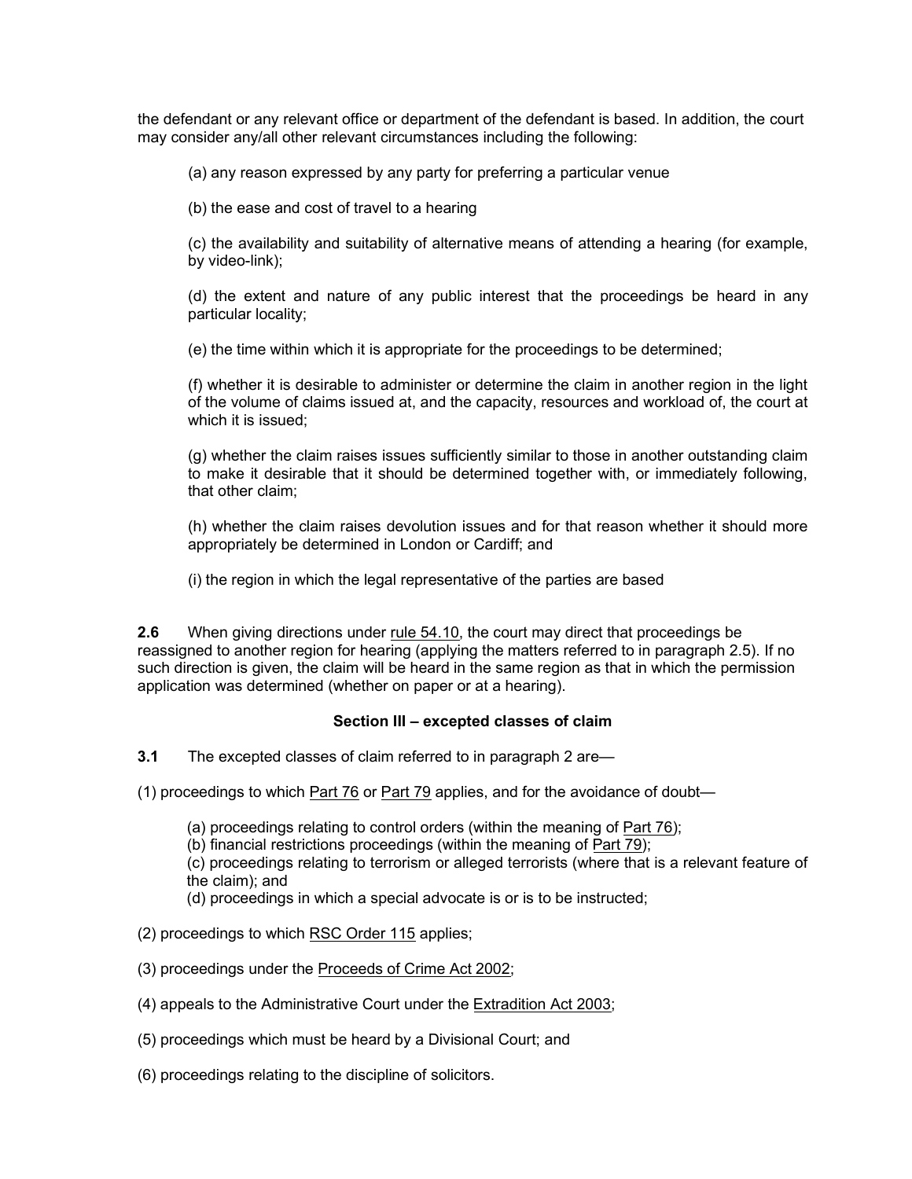the defendant or any relevant office or department of the defendant is based. In addition, the court may consider any/all other relevant circumstances including the following:

(a) any reason expressed by any party for preferring a particular venue

(b) the ease and cost of travel to a hearing

(c) the availability and suitability of alternative means of attending a hearing (for example, by video-link);

(d) the extent and nature of any public interest that the proceedings be heard in any particular locality;

(e) the time within which it is appropriate for the proceedings to be determined;

(f) whether it is desirable to administer or determine the claim in another region in the light of the volume of claims issued at, and the capacity, resources and workload of, the court at which it is issued;

(g) whether the claim raises issues sufficiently similar to those in another outstanding claim to make it desirable that it should be determined together with, or immediately following, that other claim;

(h) whether the claim raises devolution issues and for that reason whether it should more appropriately be determined in London or Cardiff; and

(i) the region in which the legal representative of the parties are based

**2.6** When giving directions under rule 54.10, the court may direct that proceedings be reassigned to another region for hearing (applying the matters referred to in paragraph 2.5). If no such direction is given, the claim will be heard in the same region as that in which the permission application was determined (whether on paper or at a hearing).

**Section III – excepted classes of claim**

**3.1** The excepted classes of claim referred to in paragraph 2 are—

(1) proceedings to which Part 76 or Part 79 applies, and for the avoidance of doubt—

(a) proceedings relating to control orders (within the meaning of Part 76);
(b) financial restrictions proceedings (within the meaning of Part 79);
(c) proceedings relating to terrorism or alleged terrorists (where that is a relevant feature of the claim); and
(d) proceedings in which a special advocate is or is to be instructed;

(2) proceedings to which RSC Order 115 applies;

(3) proceedings under the Proceeds of Crime Act 2002;

(4) appeals to the Administrative Court under the Extradition Act 2003;

(5) proceedings which must be heard by a Divisional Court; and

(6) proceedings relating to the discipline of solicitors.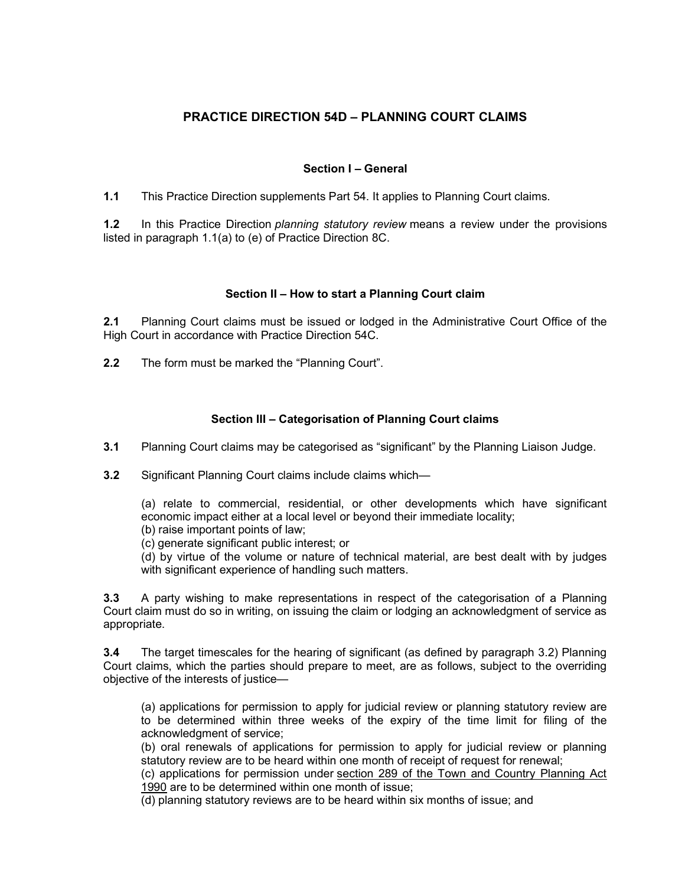# PRACTICE DIRECTION 54D – PLANNING COURT CLAIMS

## Section I – General

**1.1** This Practice Direction supplements Part 54. It applies to Planning Court claims.

**1.2** In this Practice Direction *planning statutory review* means a review under the provisions listed in paragraph 1.1(a) to (e) of Practice Direction 8C.

## Section II – How to start a Planning Court claim

**2.1** Planning Court claims must be issued or lodged in the Administrative Court Office of the High Court in accordance with Practice Direction 54C.

**2.2** The form must be marked the "Planning Court".

## Section III – Categorisation of Planning Court claims

**3.1** Planning Court claims may be categorised as "significant" by the Planning Liaison Judge.

**3.2** Significant Planning Court claims include claims which—

(a) relate to commercial, residential, or other developments which have significant economic impact either at a local level or beyond their immediate locality;
(b) raise important points of law;
(c) generate significant public interest; or
(d) by virtue of the volume or nature of technical material, are best dealt with by judges with significant experience of handling such matters.

**3.3** A party wishing to make representations in respect of the categorisation of a Planning Court claim must do so in writing, on issuing the claim or lodging an acknowledgment of service as appropriate.

**3.4** The target timescales for the hearing of significant (as defined by paragraph 3.2) Planning Court claims, which the parties should prepare to meet, are as follows, subject to the overriding objective of the interests of justice—

(a) applications for permission to apply for judicial review or planning statutory review are to be determined within three weeks of the expiry of the time limit for filing of the acknowledgment of service;
(b) oral renewals of applications for permission to apply for judicial review or planning statutory review are to be heard within one month of receipt of request for renewal;
(c) applications for permission under section 289 of the Town and Country Planning Act 1990 are to be determined within one month of issue;
(d) planning statutory reviews are to be heard within six months of issue; and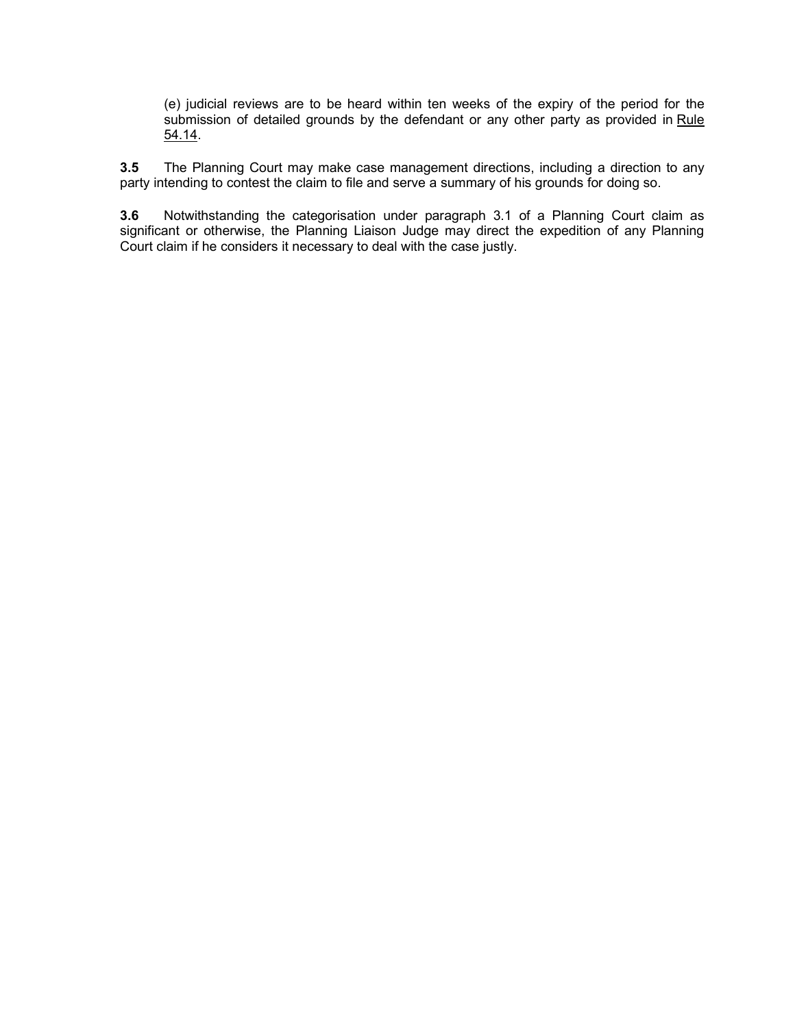(e) judicial reviews are to be heard within ten weeks of the expiry of the period for the submission of detailed grounds by the defendant or any other party as provided in Rule 54.14.

**3.5** The Planning Court may make case management directions, including a direction to any party intending to contest the claim to file and serve a summary of his grounds for doing so.

**3.6** Notwithstanding the categorisation under paragraph 3.1 of a Planning Court claim as significant or otherwise, the Planning Liaison Judge may direct the expedition of any Planning Court claim if he considers it necessary to deal with the case justly.